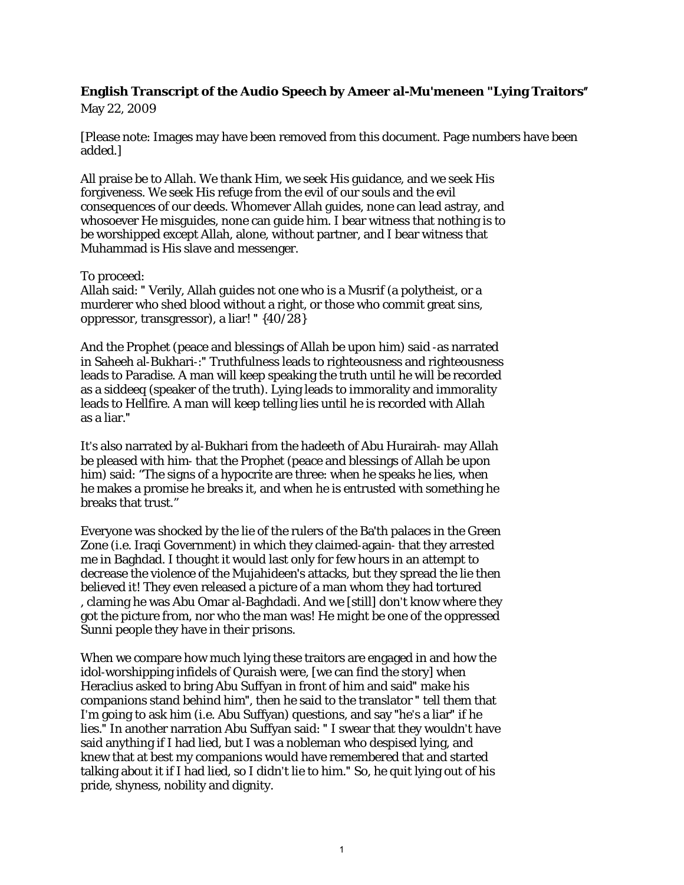**English Transcript of the Audio Speech by Ameer al-Mu'meneen "Lying Traitors"**

May 22, 2009

[Please note: Images may have been removed from this document. Page numbers have been added.]

All praise be to Allah. We thank Him, we seek His guidance, and we seek His forgiveness. We seek His refuge from the evil of our souls and the evil consequences of our deeds. Whomever Allah guides, none can lead astray, and whosoever He misguides, none can guide him. I bear witness that nothing is to be worshipped except Allah, alone, without partner, and I bear witness that Muhammad is His slave and messenger.

To proceed:
Allah said: " Verily, Allah guides not one who is a Musrif (a polytheist, or a murderer who shed blood without a right, or those who commit great sins, oppressor, transgressor), a liar! " {40/28}

And the Prophet (peace and blessings of Allah be upon him) said -as narrated in Saheeh al-Bukhari-:" Truthfulness leads to righteousness and righteousness leads to Paradise. A man will keep speaking the truth until he will be recorded as a siddeeq (speaker of the truth). Lying leads to immorality and immorality leads to Hellfire. A man will keep telling lies until he is recorded with Allah as a liar."

It's also narrated by al-Bukhari from the hadeeth of Abu Hurairah- may Allah be pleased with him- that the Prophet (peace and blessings of Allah be upon him) said: "The signs of a hypocrite are three: when he speaks he lies, when he makes a promise he breaks it, and when he is entrusted with something he breaks that trust."

Everyone was shocked by the lie of the rulers of the Ba'th palaces in the Green Zone (i.e. Iraqi Government) in which they claimed-again- that they arrested me in Baghdad. I thought it would last only for few hours in an attempt to decrease the violence of the Mujahideen's attacks, but they spread the lie then believed it! They even released a picture of a man whom they had tortured , claming he was Abu Omar al-Baghdadi. And we [still] don't know where they got the picture from, nor who the man was! He might be one of the oppressed Sunni people they have in their prisons.

When we compare how much lying these traitors are engaged in and how the idol-worshipping infidels of Quraish were, [we can find the story] when Heraclius asked to bring Abu Suffyan in front of him and said" make his companions stand behind him", then he said to the translator " tell them that I'm going to ask him (i.e. Abu Suffyan) questions, and say "he's a liar" if he lies." In another narration Abu Suffyan said: " I swear that they wouldn't have said anything if I had lied, but I was a nobleman who despised lying, and knew that at best my companions would have remembered that and started talking about it if I had lied, so I didn't lie to him." So, he quit lying out of his pride, shyness, nobility and dignity.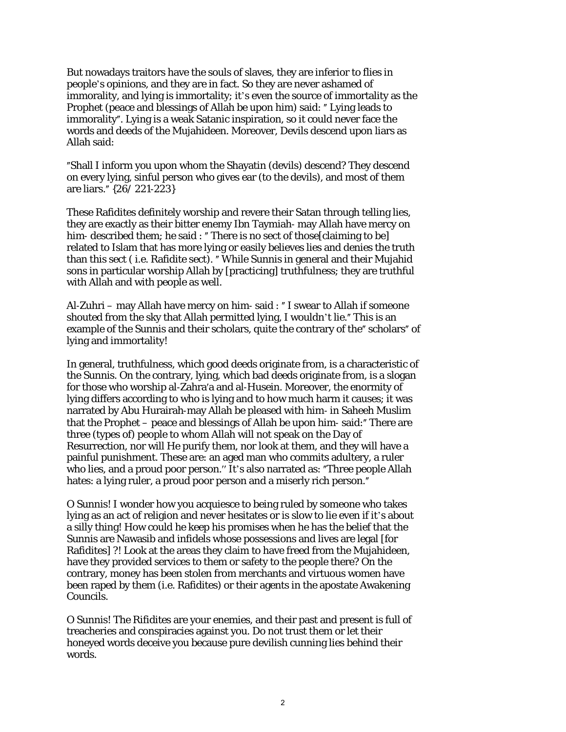But nowadays traitors have the souls of slaves, they are inferior to flies in people's opinions, and they are in fact. So they are never ashamed of immorality, and lying is immortality; it's even the source of immortality as the Prophet (peace and blessings of Allah be upon him) said: " Lying leads to immorality". Lying is a weak Satanic inspiration, so it could never face the words and deeds of the Mujahideen. Moreover, Devils descend upon liars as Allah said:

"Shall I inform you upon whom the Shayatin (devils) descend? They descend on every lying, sinful person who gives ear (to the devils), and most of them are liars." {26/ 221-223}

These Rafidites definitely worship and revere their Satan through telling lies, they are exactly as their bitter enemy Ibn Taymiah- may Allah have mercy on him- described them; he said : " There is no sect of those[claiming to be] related to Islam that has more lying or easily believes lies and denies the truth than this sect ( i.e. Rafidite sect). " While Sunnis in general and their Mujahid sons in particular worship Allah by [practicing] truthfulness; they are truthful with Allah and with people as well.

Al-Zuhri – may Allah have mercy on him- said : " I swear to Allah if someone shouted from the sky that Allah permitted lying, I wouldn't lie." This is an example of the Sunnis and their scholars, quite the contrary of the" scholars" of lying and immortality!

In general, truthfulness, which good deeds originate from, is a characteristic of the Sunnis. On the contrary, lying, which bad deeds originate from, is a slogan for those who worship al-Zahra'a and al-Husein. Moreover, the enormity of lying differs according to who is lying and to how much harm it causes; it was narrated by Abu Hurairah-may Allah be pleased with him- in Saheeh Muslim that the Prophet – peace and blessings of Allah be upon him- said:" There are three (types of) people to whom Allah will not speak on the Day of Resurrection, nor will He purify them, nor look at them, and they will have a painful punishment. These are: an aged man who commits adultery, a ruler who lies, and a proud poor person.'' It's also narrated as: "Three people Allah hates: a lying ruler, a proud poor person and a miserly rich person."

O Sunnis! I wonder how you acquiesce to being ruled by someone who takes lying as an act of religion and never hesitates or is slow to lie even if it's about a silly thing! How could he keep his promises when he has the belief that the Sunnis are Nawasib and infidels whose possessions and lives are legal [for Rafidites] ?! Look at the areas they claim to have freed from the Mujahideen, have they provided services to them or safety to the people there? On the contrary, money has been stolen from merchants and virtuous women have been raped by them (i.e. Rafidites) or their agents in the apostate Awakening Councils.

O Sunnis! The Rifidites are your enemies, and their past and present is full of treacheries and conspiracies against you. Do not trust them or let their honeyed words deceive you because pure devilish cunning lies behind their words.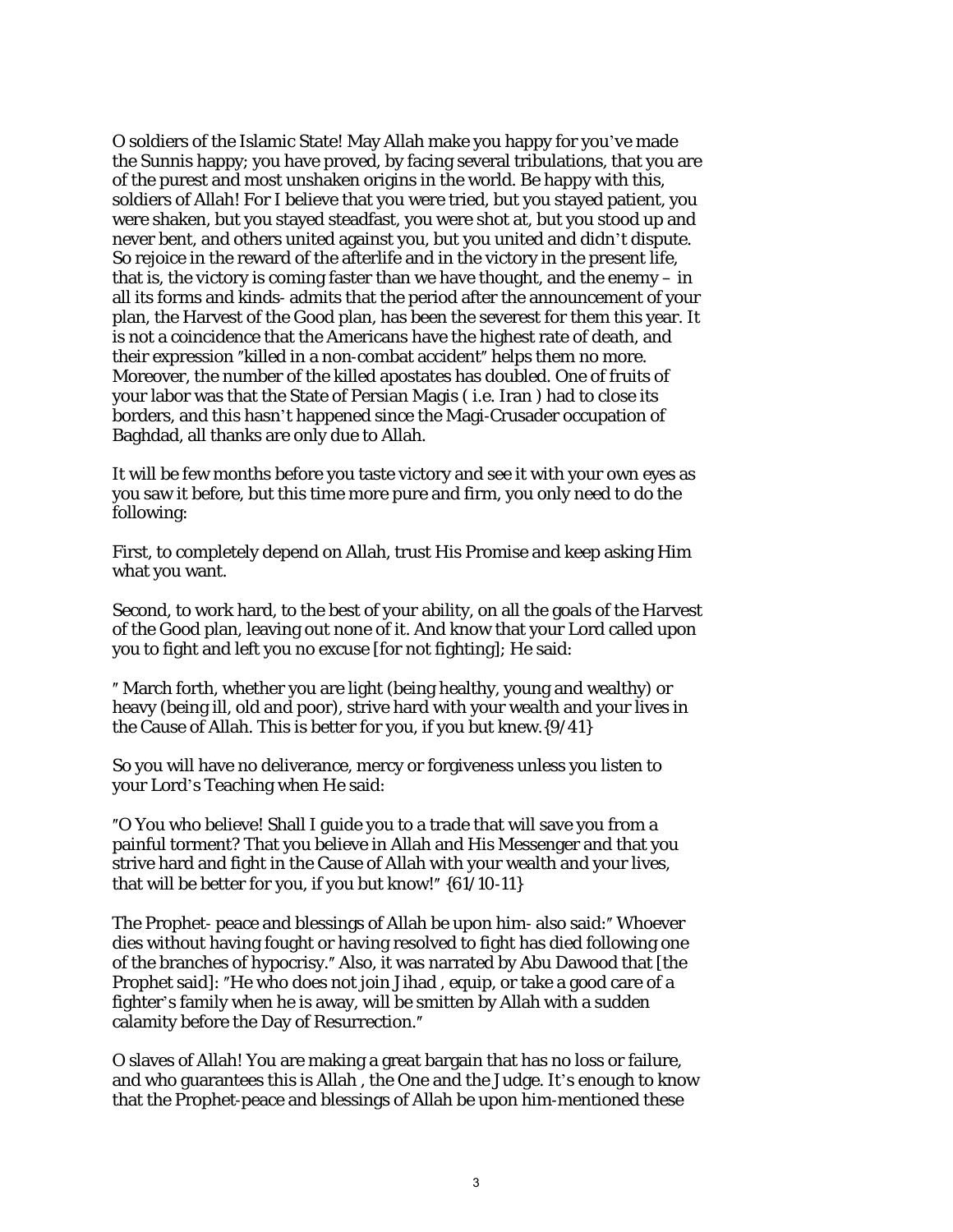O soldiers of the Islamic State! May Allah make you happy for you've made the Sunnis happy; you have proved, by facing several tribulations, that you are of the purest and most unshaken origins in the world. Be happy with this, soldiers of Allah! For I believe that you were tried, but you stayed patient, you were shaken, but you stayed steadfast, you were shot at, but you stood up and never bent, and others united against you, but you united and didn't dispute. So rejoice in the reward of the afterlife and in the victory in the present life, that is, the victory is coming faster than we have thought, and the enemy – in all its forms and kinds- admits that the period after the announcement of your plan, the Harvest of the Good plan, has been the severest for them this year. It is not a coincidence that the Americans have the highest rate of death, and their expression "killed in a non-combat accident" helps them no more. Moreover, the number of the killed apostates has doubled. One of fruits of your labor was that the State of Persian Magis ( i.e. Iran ) had to close its borders, and this hasn't happened since the Magi-Crusader occupation of Baghdad, all thanks are only due to Allah.

It will be few months before you taste victory and see it with your own eyes as you saw it before, but this time more pure and firm, you only need to do the following:

First, to completely depend on Allah, trust His Promise and keep asking Him what you want.

Second, to work hard, to the best of your ability, on all the goals of the Harvest of the Good plan, leaving out none of it. And know that your Lord called upon you to fight and left you no excuse [for not fighting]; He said:

" March forth, whether you are light (being healthy, young and wealthy) or heavy (being ill, old and poor), strive hard with your wealth and your lives in the Cause of Allah. This is better for you, if you but knew.{9/41}

So you will have no deliverance, mercy or forgiveness unless you listen to your Lord's Teaching when He said:

"O You who believe! Shall I guide you to a trade that will save you from a painful torment? That you believe in Allah and His Messenger and that you strive hard and fight in the Cause of Allah with your wealth and your lives, that will be better for you, if you but know!" {61/10-11}

The Prophet- peace and blessings of Allah be upon him- also said:" Whoever dies without having fought or having resolved to fight has died following one of the branches of hypocrisy." Also, it was narrated by Abu Dawood that [the Prophet said]: "He who does not join Jihad , equip, or take a good care of a fighter's family when he is away, will be smitten by Allah with a sudden calamity before the Day of Resurrection."

O slaves of Allah! You are making a great bargain that has no loss or failure, and who guarantees this is Allah , the One and the Judge. It's enough to know that the Prophet-peace and blessings of Allah be upon him-mentioned these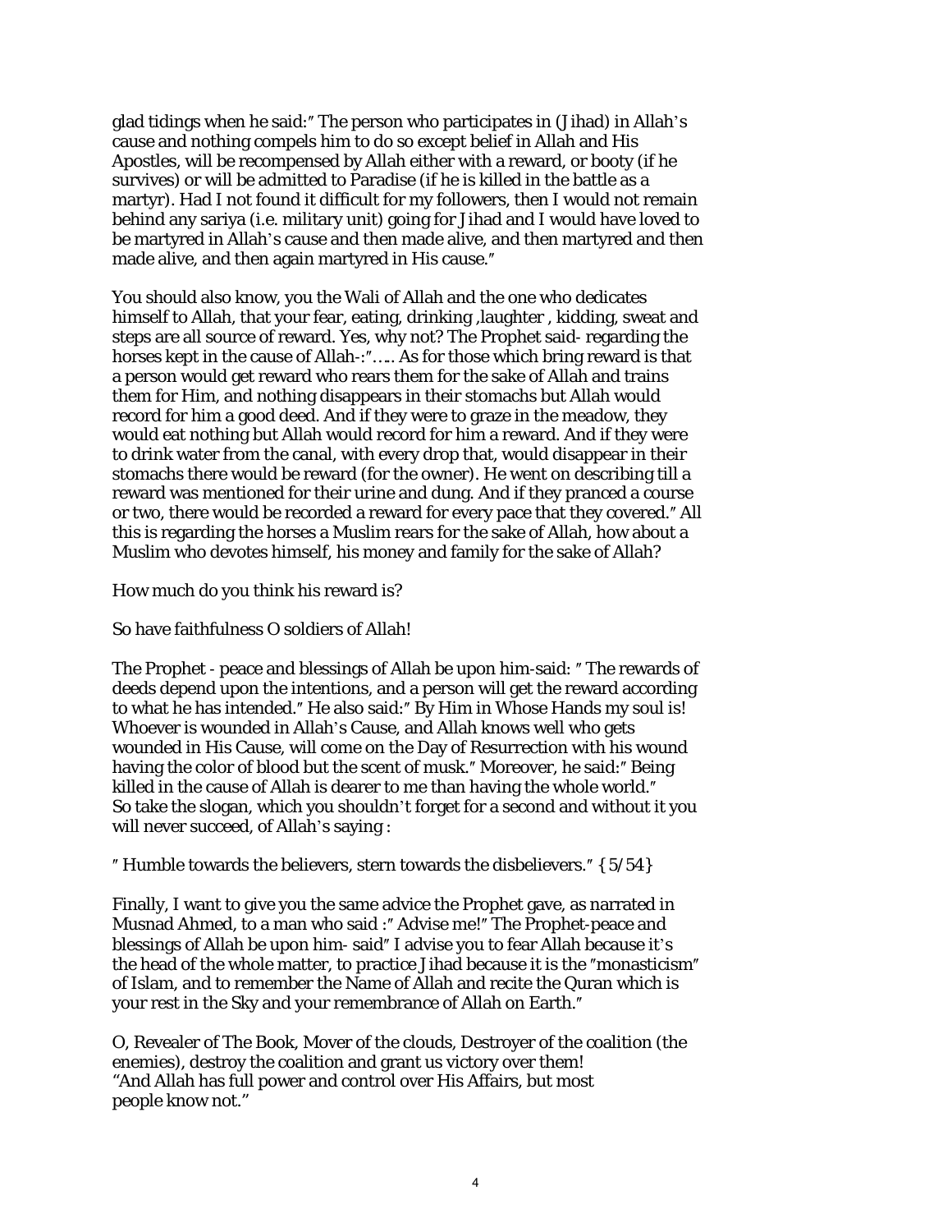glad tidings when he said:" The person who participates in (Jihad) in Allah's cause and nothing compels him to do so except belief in Allah and His Apostles, will be recompensed by Allah either with a reward, or booty (if he survives) or will be admitted to Paradise (if he is killed in the battle as a martyr). Had I not found it difficult for my followers, then I would not remain behind any sariya (i.e. military unit) going for Jihad and I would have loved to be martyred in Allah's cause and then made alive, and then martyred and then made alive, and then again martyred in His cause."

You should also know, you the Wali of Allah and the one who dedicates himself to Allah, that your fear, eating, drinking ,laughter , kidding, sweat and steps are all source of reward. Yes, why not? The Prophet said- regarding the horses kept in the cause of Allah-:"….. As for those which bring reward is that a person would get reward who rears them for the sake of Allah and trains them for Him, and nothing disappears in their stomachs but Allah would record for him a good deed. And if they were to graze in the meadow, they would eat nothing but Allah would record for him a reward. And if they were to drink water from the canal, with every drop that, would disappear in their stomachs there would be reward (for the owner). He went on describing till a reward was mentioned for their urine and dung. And if they pranced a course or two, there would be recorded a reward for every pace that they covered." All this is regarding the horses a Muslim rears for the sake of Allah, how about a Muslim who devotes himself, his money and family for the sake of Allah?

How much do you think his reward is?

So have faithfulness O soldiers of Allah!

The Prophet - peace and blessings of Allah be upon him-said: " The rewards of deeds depend upon the intentions, and a person will get the reward according to what he has intended." He also said:" By Him in Whose Hands my soul is! Whoever is wounded in Allah's Cause, and Allah knows well who gets wounded in His Cause, will come on the Day of Resurrection with his wound having the color of blood but the scent of musk." Moreover, he said:" Being killed in the cause of Allah is dearer to me than having the whole world."
So take the slogan, which you shouldn't forget for a second and without it you will never succeed, of Allah's saying :

" Humble towards the believers, stern towards the disbelievers." {5/54}

Finally, I want to give you the same advice the Prophet gave, as narrated in Musnad Ahmed, to a man who said :" Advise me!" The Prophet-peace and blessings of Allah be upon him- said" I advise you to fear Allah because it's the head of the whole matter, to practice Jihad because it is the "monasticism" of Islam, and to remember the Name of Allah and recite the Quran which is your rest in the Sky and your remembrance of Allah on Earth."

O, Revealer of The Book, Mover of the clouds, Destroyer of the coalition (the enemies), destroy the coalition and grant us victory over them!
"And Allah has full power and control over His Affairs, but most people know not."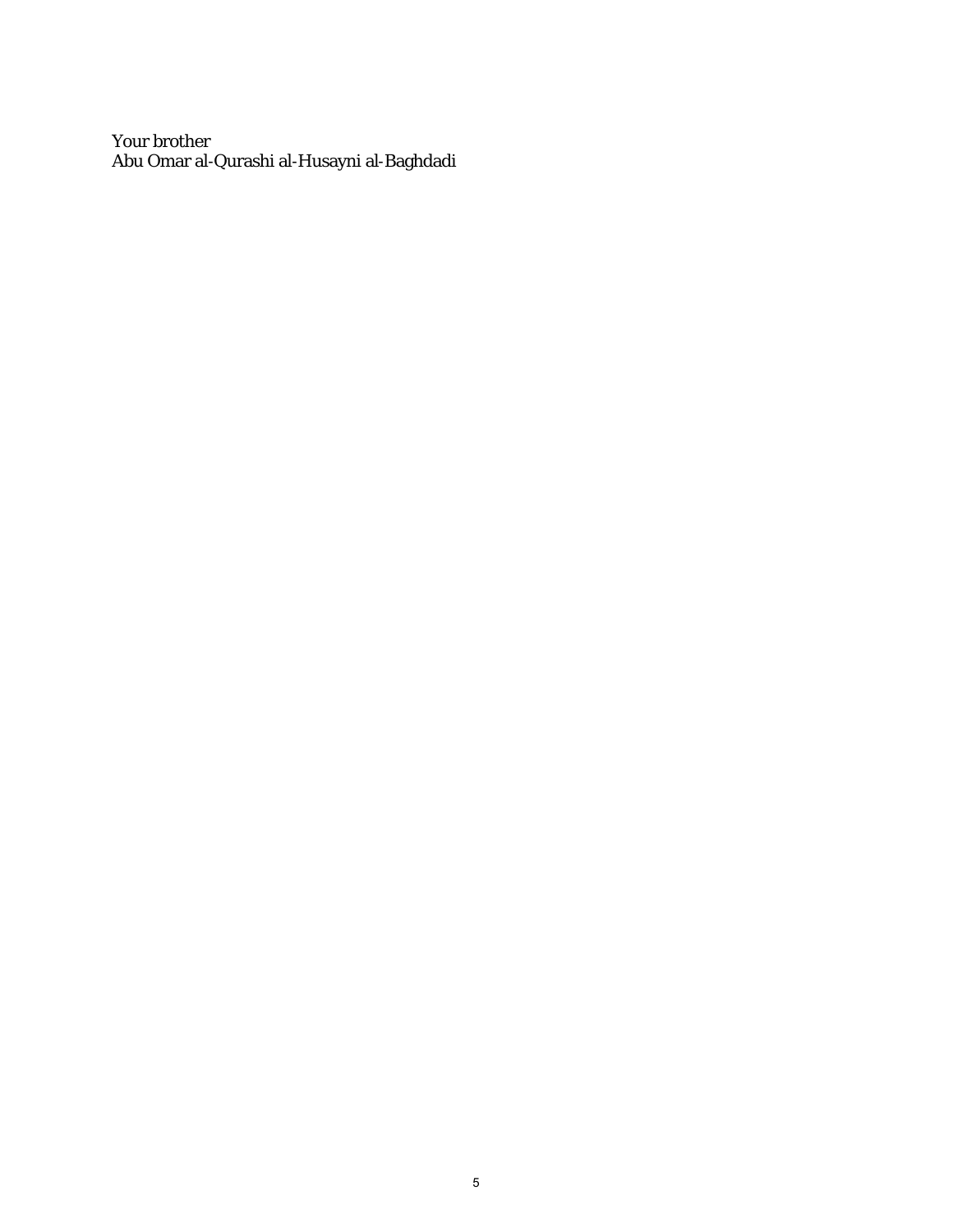Your brother
Abu Omar al-Qurashi al-Husayni al-Baghdadi